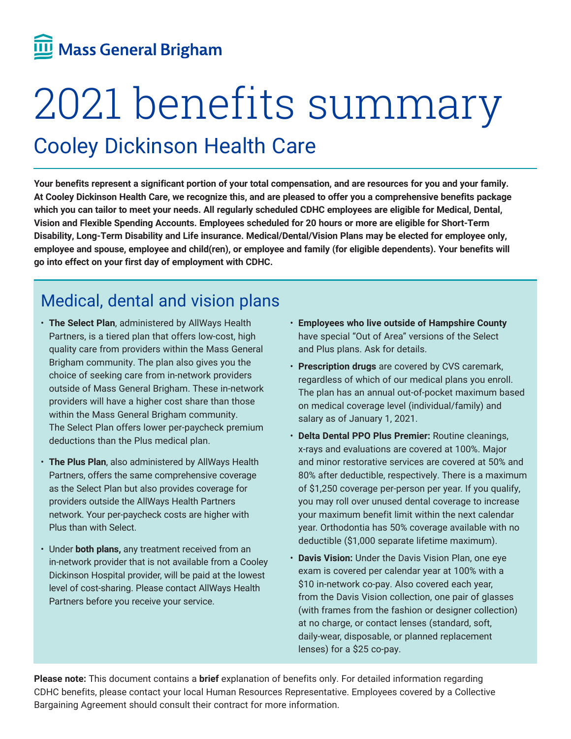Mass General Brigham

# 2021 benefits summary

## Cooley Dickinson Health Care

**Your benefits represent a significant portion of your total compensation, and are resources for you and your family. At Cooley Dickinson Health Care, we recognize this, and are pleased to offer you a comprehensive benefits package which you can tailor to meet your needs. All regularly scheduled CDHC employees are eligible for Medical, Dental, Vision and Flexible Spending Accounts. Employees scheduled for 20 hours or more are eligible for Short-Term Disability, Long-Term Disability and Life insurance. Medical/Dental/Vision Plans may be elected for employee only, employee and spouse, employee and child(ren), or employee and family (for eligible dependents). Your benefits will go into effect on your first day of employment with CDHC.**

## Medical, dental and vision plans

- **The Select Plan**, administered by AllWays Health Partners, is a tiered plan that offers low-cost, high quality care from providers within the Mass General Brigham community. The plan also gives you the choice of seeking care from in-network providers outside of Mass General Brigham. These in-network providers will have a higher cost share than those within the Mass General Brigham community. The Select Plan offers lower per-paycheck premium deductions than the Plus medical plan.
- **The Plus Plan**, also administered by AllWays Health Partners, offers the same comprehensive coverage as the Select Plan but also provides coverage for providers outside the AllWays Health Partners network. Your per-paycheck costs are higher with Plus than with Select.
- Under **both plans,** any treatment received from an in-network provider that is not available from a Cooley Dickinson Hospital provider, will be paid at the lowest level of cost-sharing. Please contact AllWays Health Partners before you receive your service.
- **Employees who live outside of Hampshire County** have special "Out of Area" versions of the Select and Plus plans. Ask for details.
- **Prescription drugs** are covered by CVS caremark, regardless of which of our medical plans you enroll. The plan has an annual out-of-pocket maximum based on medical coverage level (individual/family) and salary as of January 1, 2021.
- **Delta Dental PPO Plus Premier:** Routine cleanings, x-rays and evaluations are covered at 100%. Major and minor restorative services are covered at 50% and 80% after deductible, respectively. There is a maximum of $1,250 coverage per-person per year. If you qualify, you may roll over unused dental coverage to increase your maximum benefit limit within the next calendar year. Orthodontia has 50% coverage available with no deductible ($1,000 separate lifetime maximum).
- **Davis Vision:** Under the Davis Vision Plan, one eye exam is covered per calendar year at 100% with a $10 in-network co-pay. Also covered each year, from the Davis Vision collection, one pair of glasses (with frames from the fashion or designer collection) at no charge, or contact lenses (standard, soft, daily-wear, disposable, or planned replacement lenses) for a $25 co-pay.

**Please note:** This document contains a **brief** explanation of benefits only. For detailed information regarding CDHC benefits, please contact your local Human Resources Representative. Employees covered by a Collective Bargaining Agreement should consult their contract for more information.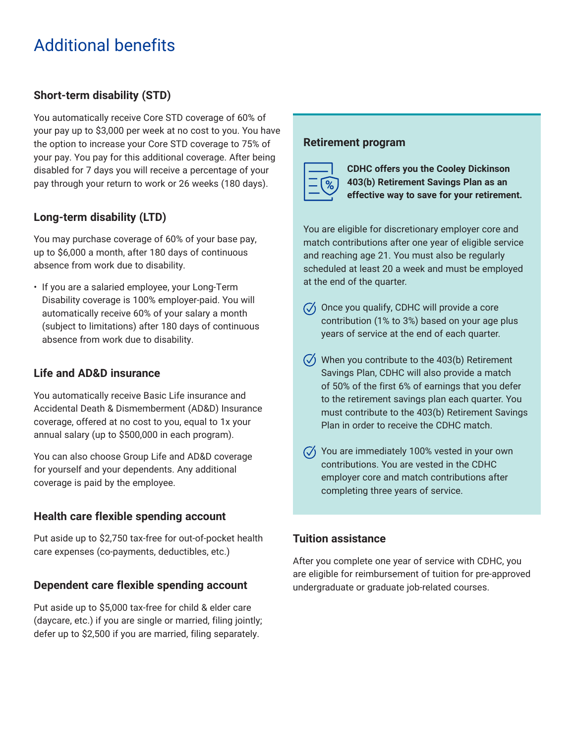# Additional benefits

### Short-term disability (STD)

You automatically receive Core STD coverage of 60% of your pay up to $3,000 per week at no cost to you. You have the option to increase your Core STD coverage to 75% of your pay. You pay for this additional coverage. After being disabled for 7 days you will receive a percentage of your pay through your return to work or 26 weeks (180 days).

### Long-term disability (LTD)

You may purchase coverage of 60% of your base pay, up to $6,000 a month, after 180 days of continuous absence from work due to disability.

- If you are a salaried employee, your Long-Term Disability coverage is 100% employer-paid. You will automatically receive 60% of your salary a month (subject to limitations) after 180 days of continuous absence from work due to disability.

### Life and AD&D insurance

You automatically receive Basic Life insurance and Accidental Death & Dismemberment (AD&D) Insurance coverage, offered at no cost to you, equal to 1x your annual salary (up to $500,000 in each program).

You can also choose Group Life and AD&D coverage for yourself and your dependents. Any additional coverage is paid by the employee.

### Health care flexible spending account

Put aside up to $2,750 tax-free for out-of-pocket health care expenses (co-payments, deductibles, etc.)

### Dependent care flexible spending account

Put aside up to $5,000 tax-free for child & elder care (daycare, etc.) if you are single or married, filing jointly; defer up to $2,500 if you are married, filing separately.

### Retirement program

**CDHC offers you the Cooley Dickinson 403(b) Retirement Savings Plan as an effective way to save for your retirement.**

You are eligible for discretionary employer core and match contributions after one year of eligible service and reaching age 21. You must also be regularly scheduled at least 20 a week and must be employed at the end of the quarter.

- Once you qualify, CDHC will provide a core contribution (1% to 3%) based on your age plus years of service at the end of each quarter.
- When you contribute to the 403(b) Retirement Savings Plan, CDHC will also provide a match of 50% of the first 6% of earnings that you defer to the retirement savings plan each quarter. You must contribute to the 403(b) Retirement Savings Plan in order to receive the CDHC match.
- You are immediately 100% vested in your own contributions. You are vested in the CDHC employer core and match contributions after completing three years of service.

### Tuition assistance

After you complete one year of service with CDHC, you are eligible for reimbursement of tuition for pre-approved undergraduate or graduate job-related courses.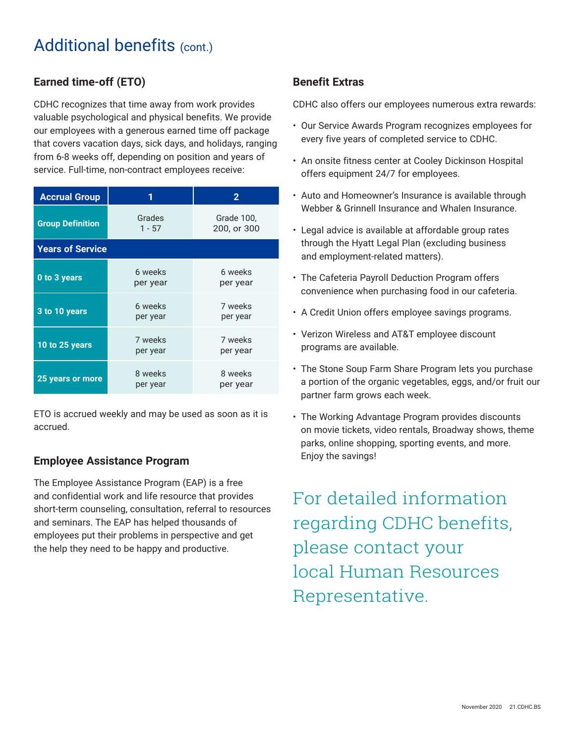# Additional benefits (cont.)

## Earned time-off (ETO)

CDHC recognizes that time away from work provides valuable psychological and physical benefits. We provide our employees with a generous earned time off package that covers vacation days, sick days, and holidays, ranging from 6-8 weeks off, depending on position and years of service. Full-time, non-contract employees receive:

| Accrual Group | 1 | 2 |
|---|---|---|
| Group Definition | Grades 1 - 57 | Grade 100, 200, or 300 |
| **Years of Service** | | |
| 0 to 3 years | 6 weeks per year | 6 weeks per year |
| 3 to 10 years | 6 weeks per year | 7 weeks per year |
| 10 to 25 years | 7 weeks per year | 7 weeks per year |
| 25 years or more | 8 weeks per year | 8 weeks per year |

ETO is accrued weekly and may be used as soon as it is accrued.

## Employee Assistance Program

The Employee Assistance Program (EAP) is a free and confidential work and life resource that provides short-term counseling, consultation, referral to resources and seminars. The EAP has helped thousands of employees put their problems in perspective and get the help they need to be happy and productive.

## Benefit Extras

CDHC also offers our employees numerous extra rewards:

- Our Service Awards Program recognizes employees for every five years of completed service to CDHC.
- An onsite fitness center at Cooley Dickinson Hospital offers equipment 24/7 for employees.
- Auto and Homeowner's Insurance is available through Webber & Grinnell Insurance and Whalen Insurance.
- Legal advice is available at affordable group rates through the Hyatt Legal Plan (excluding business and employment-related matters).
- The Cafeteria Payroll Deduction Program offers convenience when purchasing food in our cafeteria.
- A Credit Union offers employee savings programs.
- Verizon Wireless and AT&T employee discount programs are available.
- The Stone Soup Farm Share Program lets you purchase a portion of the organic vegetables, eggs, and/or fruit our partner farm grows each week.
- The Working Advantage Program provides discounts on movie tickets, video rentals, Broadway shows, theme parks, online shopping, sporting events, and more. Enjoy the savings!

For detailed information regarding CDHC benefits, please contact your local Human Resources Representative.

November 2020 21.CDHC.BS